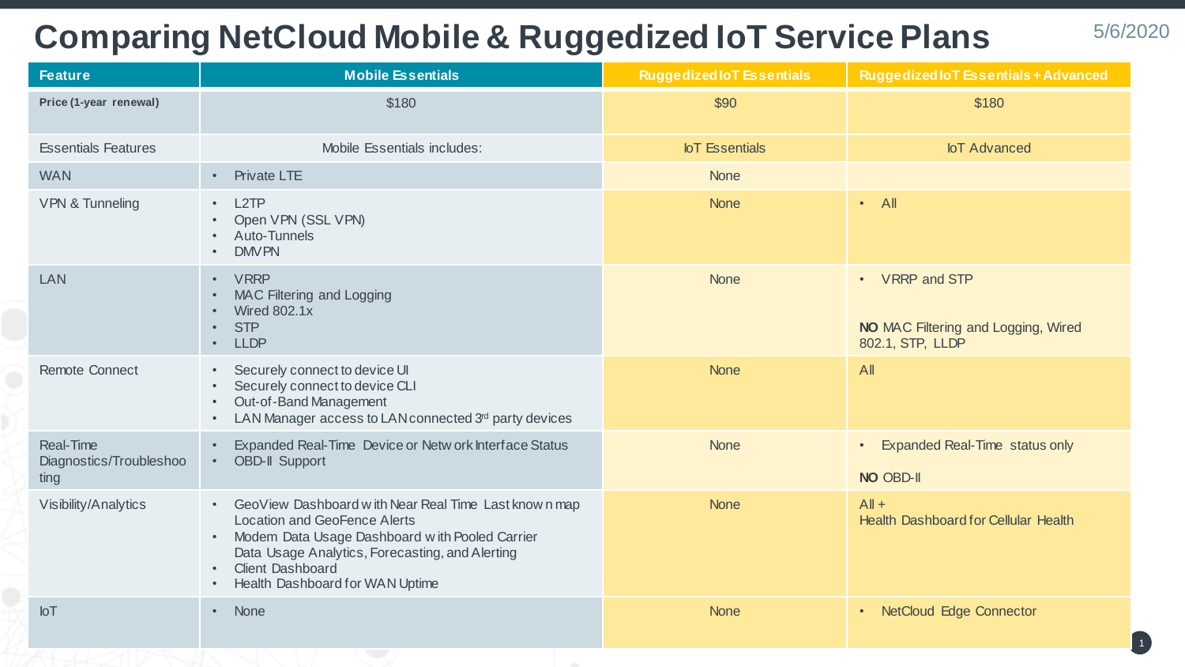# Comparing NetCloud Mobile & Ruggedized IoT Service Plans

5/6/2020

| Feature | Mobile Essentials | Ruggedized IoT Essentials | Ruggedized IoT Essentials + Advanced |
|---|---|---|---|
| **Price (1-year renewal)** | $180 | $90 | $180 |
| Essentials Features | Mobile Essentials includes: | IoT Essentials | IoT Advanced |
| WAN | • Private LTE | None | |
| VPN & Tunneling | • L2TP<br>• Open VPN (SSL VPN)<br>• Auto-Tunnels<br>• DMVPN | None | • All |
| LAN | • VRRP<br>• MAC Filtering and Logging<br>• Wired 802.1x<br>• STP<br>• LLDP | None | • VRRP and STP<br><br>**NO** MAC Filtering and Logging, Wired 802.1, STP, LLDP |
| Remote Connect | • Securely connect to device UI<br>• Securely connect to device CLI<br>• Out-of-Band Management<br>• LAN Manager access to LAN connected 3rd party devices | None | All |
| Real-Time Diagnostics/Troubleshooting | • Expanded Real-Time Device or Network Interface Status<br>• OBD-II Support | None | • Expanded Real-Time status only<br><br>**NO** OBD-II |
| Visibility/Analytics | • GeoView Dashboard with Near Real Time Last known map Location and GeoFence Alerts<br>• Modem Data Usage Dashboard with Pooled Carrier Data Usage Analytics, Forecasting, and Alerting<br>• Client Dashboard<br>• Health Dashboard for WAN Uptime | None | All +<br>Health Dashboard for Cellular Health |
| IoT | • None | None | • NetCloud Edge Connector |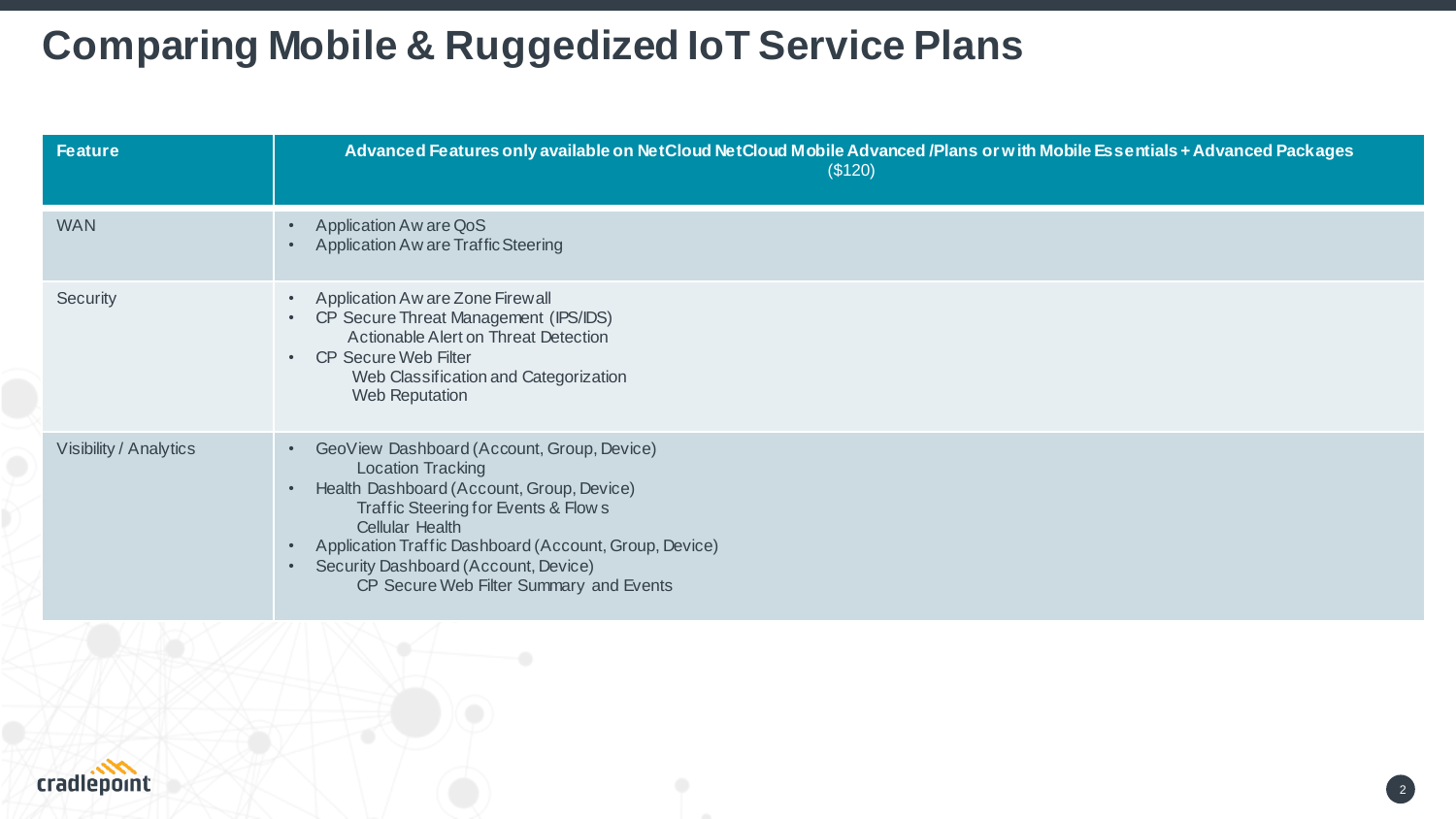# Comparing Mobile & Ruggedized IoT Service Plans

| Feature | Advanced Features only available on NetCloud NetCloud Mobile Advanced /Plans or with Mobile Essentials + Advanced Packages ($120) |
|---|---|
| WAN | • Application Aware QoS<br>• Application Aware Traffic Steering |
| Security | • Application Aware Zone Firewall<br>• CP Secure Threat Management (IPS/IDS)<br>  Actionable Alert on Threat Detection<br>• CP Secure Web Filter<br>  Web Classification and Categorization<br>  Web Reputation |
| Visibility / Analytics | • GeoView Dashboard (Account, Group, Device)<br>  Location Tracking<br>• Health Dashboard (Account, Group, Device)<br>  Traffic Steering for Events & Flows<br>  Cellular Health<br>• Application Traffic Dashboard (Account, Group, Device)<br>• Security Dashboard (Account, Device)<br>  CP Secure Web Filter Summary and Events |